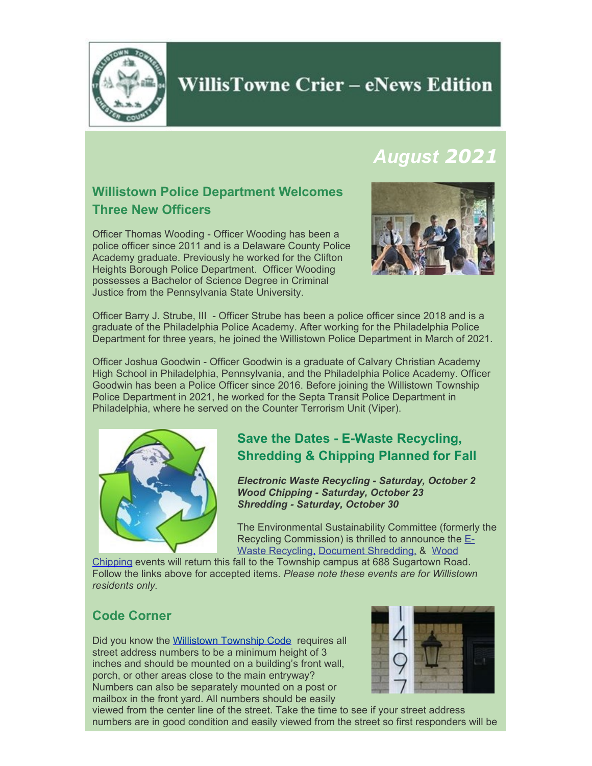# WillisTowne Crier – eNews Edition

## *August 2021*

### Willistown Police Department Welcomes Three New Officers

Officer Thomas Wooding - Officer Wooding has been a police officer since 2011 and is a Delaware County Police Academy graduate. Previously he worked for the Clifton Heights Borough Police Department. Officer Wooding possesses a Bachelor of Science Degree in Criminal Justice from the Pennsylvania State University.

Officer Barry J. Strube, III - Officer Strube has been a police officer since 2018 and is a graduate of the Philadelphia Police Academy. After working for the Philadelphia Police Department for three years, he joined the Willistown Police Department in March of 2021.

Officer Joshua Goodwin - Officer Goodwin is a graduate of Calvary Christian Academy High School in Philadelphia, Pennsylvania, and the Philadelphia Police Academy. Officer Goodwin has been a Police Officer since 2016. Before joining the Willistown Township Police Department in 2021, he worked for the Septa Transit Police Department in Philadelphia, where he served on the Counter Terrorism Unit (Viper).

### Save the Dates - E-Waste Recycling, Shredding & Chipping Planned for Fall

***Electronic Waste Recycling - Saturday, October 2***
***Wood Chipping - Saturday, October 23***
***Shredding - Saturday, October 30***

The Environmental Sustainability Committee (formerly the Recycling Commission) is thrilled to announce the E-Waste Recycling, Document Shredding, & Wood Chipping events will return this fall to the Township campus at 688 Sugartown Road. Follow the links above for accepted items. *Please note these events are for Willistown residents only.*

### Code Corner

Did you know the Willistown Township Code requires all street address numbers to be a minimum height of 3 inches and should be mounted on a building's front wall, porch, or other areas close to the main entryway? Numbers can also be separately mounted on a post or mailbox in the front yard. All numbers should be easily viewed from the center line of the street. Take the time to see if your street address numbers are in good condition and easily viewed from the street so first responders will be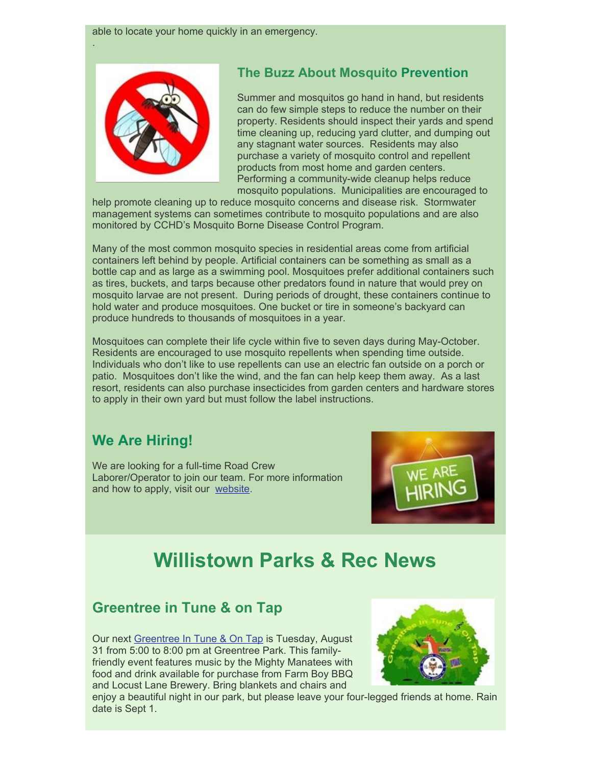able to locate your home quickly in an emergency.

.

## The Buzz About Mosquito Prevention

Summer and mosquitos go hand in hand, but residents can do few simple steps to reduce the number on their property. Residents should inspect their yards and spend time cleaning up, reducing yard clutter, and dumping out any stagnant water sources. Residents may also purchase a variety of mosquito control and repellent products from most home and garden centers. Performing a community-wide cleanup helps reduce mosquito populations. Municipalities are encouraged to help promote cleaning up to reduce mosquito concerns and disease risk. Stormwater management systems can sometimes contribute to mosquito populations and are also monitored by CCHD's Mosquito Borne Disease Control Program.

Many of the most common mosquito species in residential areas come from artificial containers left behind by people. Artificial containers can be something as small as a bottle cap and as large as a swimming pool. Mosquitoes prefer additional containers such as tires, buckets, and tarps because other predators found in nature that would prey on mosquito larvae are not present. During periods of drought, these containers continue to hold water and produce mosquitoes. One bucket or tire in someone's backyard can produce hundreds to thousands of mosquitoes in a year.

Mosquitoes can complete their life cycle within five to seven days during May-October. Residents are encouraged to use mosquito repellents when spending time outside. Individuals who don't like to use repellents can use an electric fan outside on a porch or patio. Mosquitoes don't like the wind, and the fan can help keep them away. As a last resort, residents can also purchase insecticides from garden centers and hardware stores to apply in their own yard but must follow the label instructions.

## We Are Hiring!

We are looking for a full-time Road Crew Laborer/Operator to join our team. For more information and how to apply, visit our [website](#).

# Willistown Parks & Rec News

## Greentree in Tune & on Tap

Our next [Greentree In Tune & On Tap](#) is Tuesday, August 31 from 5:00 to 8:00 pm at Greentree Park. This family-friendly event features music by the Mighty Manatees with food and drink available for purchase from Farm Boy BBQ and Locust Lane Brewery. Bring blankets and chairs and enjoy a beautiful night in our park, but please leave your four-legged friends at home. Rain date is Sept 1.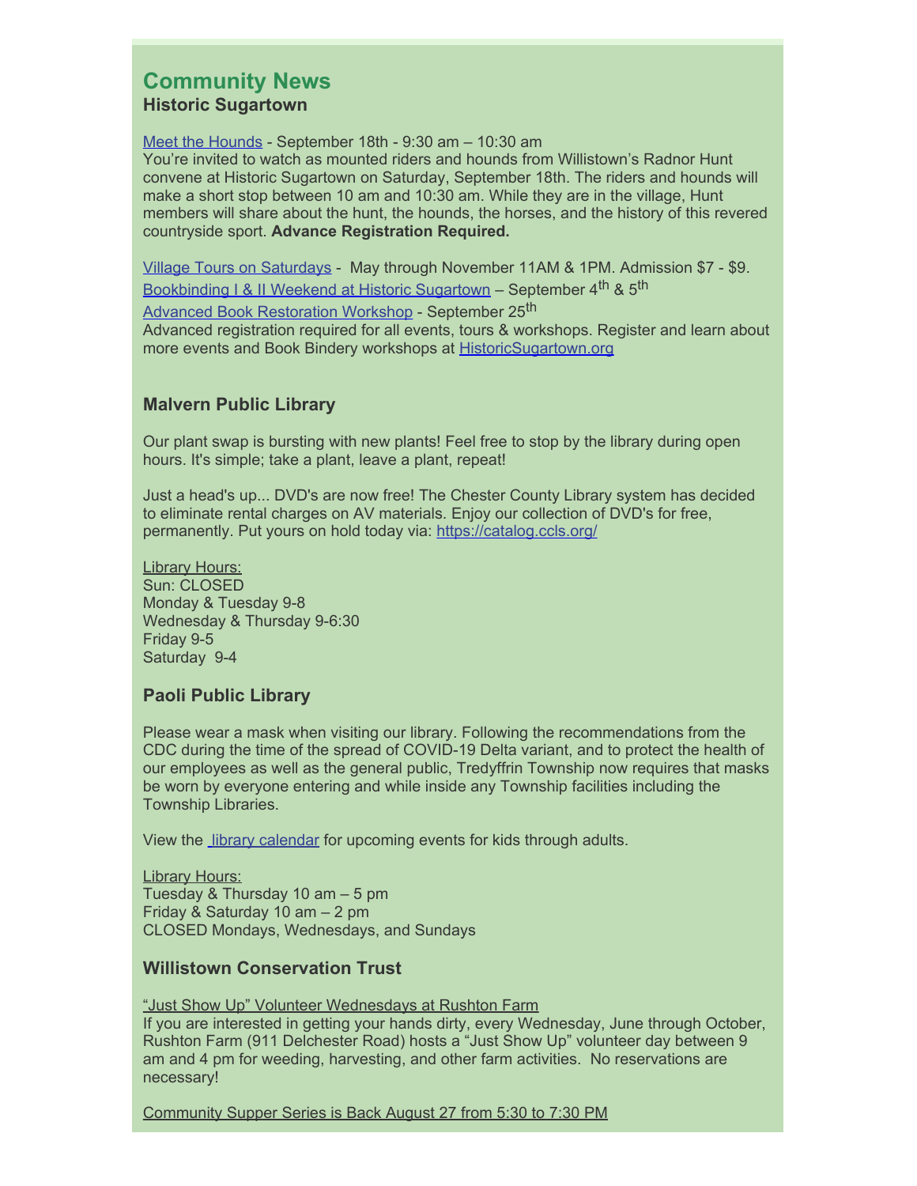# Community News

## Historic Sugartown

Meet the Hounds - September 18th - 9:30 am – 10:30 am
You're invited to watch as mounted riders and hounds from Willistown's Radnor Hunt convene at Historic Sugartown on Saturday, September 18th. The riders and hounds will make a short stop between 10 am and 10:30 am. While they are in the village, Hunt members will share about the hunt, the hounds, the horses, and the history of this revered countryside sport. **Advance Registration Required.**

Village Tours on Saturdays - May through November 11AM & 1PM. Admission $7 - $9.
Bookbinding I & II Weekend at Historic Sugartown – September 4th & 5th
Advanced Book Restoration Workshop - September 25th
Advanced registration required for all events, tours & workshops. Register and learn about more events and Book Bindery workshops at HistoricSugartown.org

## Malvern Public Library

Our plant swap is bursting with new plants! Feel free to stop by the library during open hours. It's simple; take a plant, leave a plant, repeat!

Just a head's up... DVD's are now free! The Chester County Library system has decided to eliminate rental charges on AV materials. Enjoy our collection of DVD's for free, permanently. Put yours on hold today via: https://catalog.ccls.org/

Library Hours:
Sun: CLOSED
Monday & Tuesday 9-8
Wednesday & Thursday 9-6:30
Friday 9-5
Saturday 9-4

## Paoli Public Library

Please wear a mask when visiting our library. Following the recommendations from the CDC during the time of the spread of COVID-19 Delta variant, and to protect the health of our employees as well as the general public, Tredyffrin Township now requires that masks be worn by everyone entering and while inside any Township facilities including the Township Libraries.

View the library calendar for upcoming events for kids through adults.

Library Hours:
Tuesday & Thursday 10 am – 5 pm
Friday & Saturday 10 am – 2 pm
CLOSED Mondays, Wednesdays, and Sundays

## Willistown Conservation Trust

"Just Show Up" Volunteer Wednesdays at Rushton Farm
If you are interested in getting your hands dirty, every Wednesday, June through October, Rushton Farm (911 Delchester Road) hosts a "Just Show Up" volunteer day between 9 am and 4 pm for weeding, harvesting, and other farm activities. No reservations are necessary!

Community Supper Series is Back August 27 from 5:30 to 7:30 PM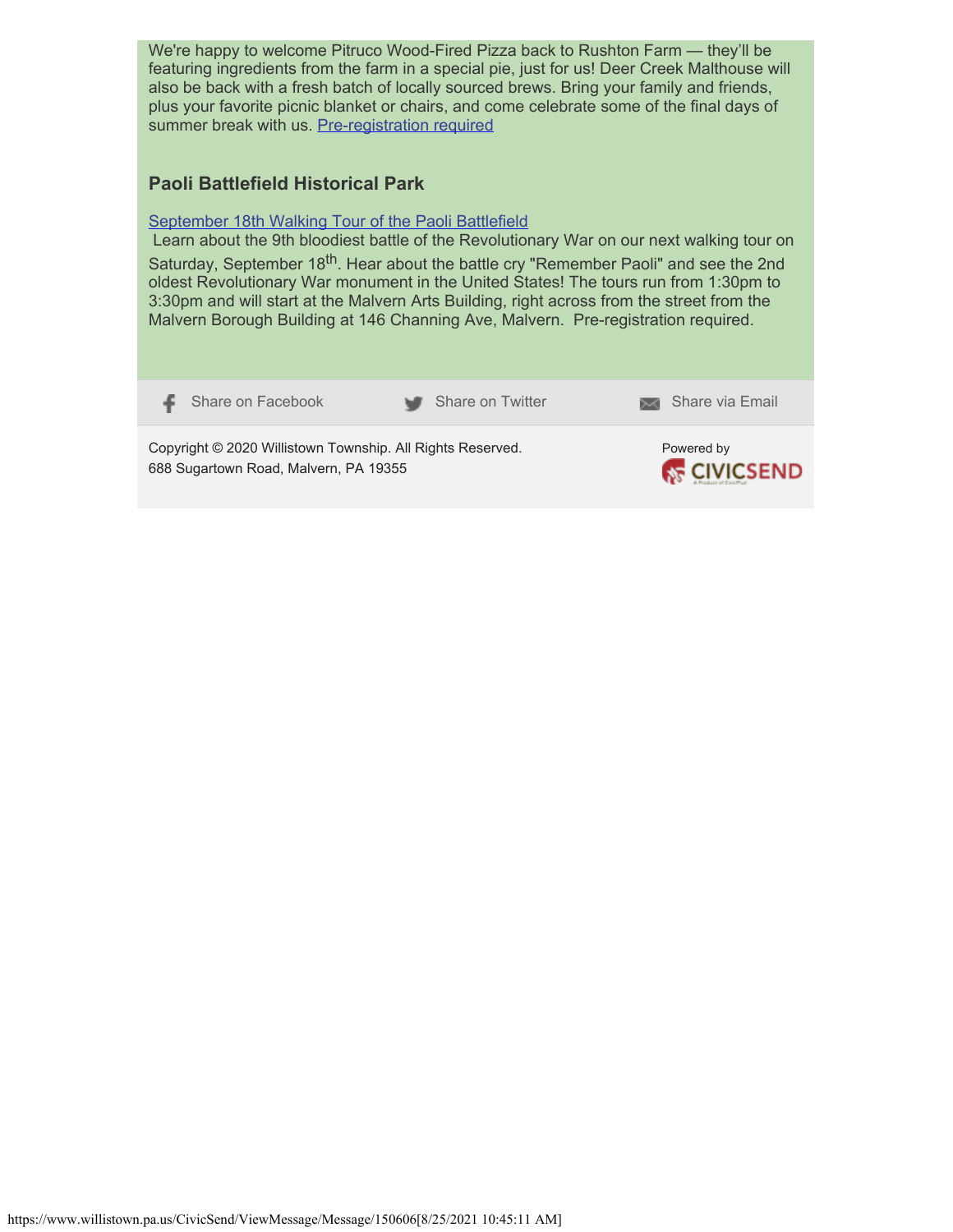We're happy to welcome Pitruco Wood-Fired Pizza back to Rushton Farm — they'll be featuring ingredients from the farm in a special pie, just for us! Deer Creek Malthouse will also be back with a fresh batch of locally sourced brews. Bring your family and friends, plus your favorite picnic blanket or chairs, and come celebrate some of the final days of summer break with us. Pre-registration required

### Paoli Battlefield Historical Park

September 18th Walking Tour of the Paoli Battlefield

Learn about the 9th bloodiest battle of the Revolutionary War on our next walking tour on Saturday, September 18th. Hear about the battle cry "Remember Paoli" and see the 2nd oldest Revolutionary War monument in the United States! The tours run from 1:30pm to 3:30pm and will start at the Malvern Arts Building, right across from the street from the Malvern Borough Building at 146 Channing Ave, Malvern. Pre-registration required.

Share on Facebook | Share on Twitter | Share via Email

Copyright © 2020 Willistown Township. All Rights Reserved.
688 Sugartown Road, Malvern, PA 19355

Powered by CIVICSEND